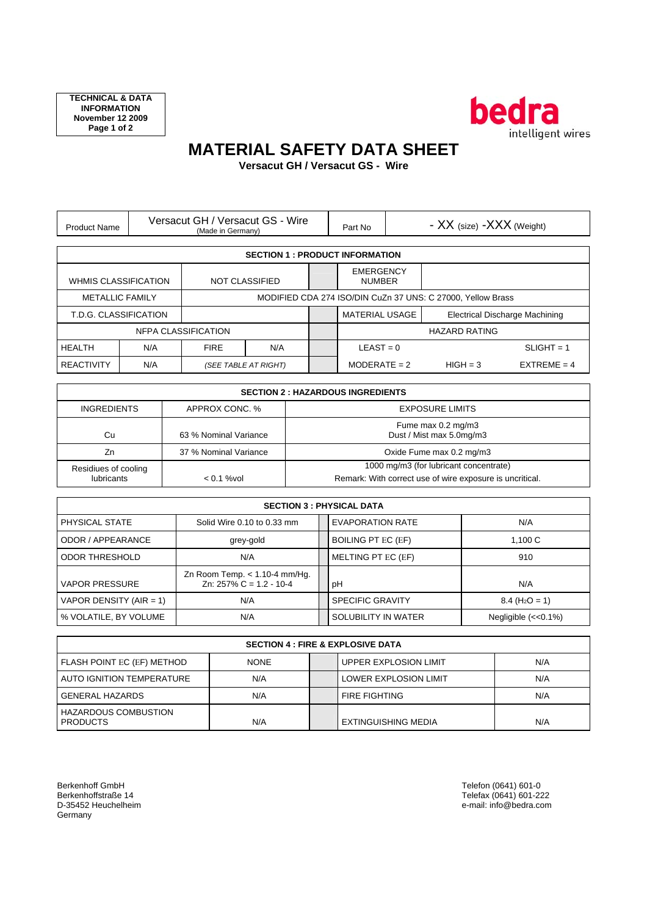TECHNICAL & DATA INFORMATION
November 12 2009

bedra
intelligent wires

# MATERIAL SAFETY DATA SHEET

**Versacut GH / Versacut GS - Wire**

| Product Name | Versacut GH / Versacut GS - Wire (Made in Germany) | Part No | - XX (size) -XXX (Weight) |
|---|---|---|---|

| SECTION 1 : PRODUCT INFORMATION | | | | | | | |
|---|---|---|---|---|---|---|---|
| WHMIS CLASSIFICATION | | NOT CLASSIFIED | | | EMERGENCY NUMBER | | |
| METALLIC FAMILY | | MODIFIED CDA 274 ISO/DIN CuZn 37 UNS: C 27000, Yellow Brass | | | | | |
| T.D.G. CLASSIFICATION | | | | | MATERIAL USAGE | Electrical Discharge Machining | |
| NFPA CLASSIFICATION | | | | | HAZARD RATING | | |
| HEALTH | N/A | FIRE | N/A | | LEAST = 0 | | SLIGHT = 1 |
| REACTIVITY | N/A | *(SEE TABLE AT RIGHT)* | | | MODERATE = 2 | HIGH = 3 | EXTREME = 4 |

| SECTION 2 : HAZARDOUS INGREDIENTS | | |
|---|---|---|
| INGREDIENTS | APPROX CONC. % | EXPOSURE LIMITS |
| Cu | 63 % Nominal Variance | Fume max 0.2 mg/m3<br>Dust / Mist max 5.0mg/m3 |
| Zn | 37 % Nominal Variance | Oxide Fume max 0.2 mg/m3 |
| Residiues of cooling lubricants | < 0.1 %vol | 1000 mg/m3 (for lubricant concentrate)<br>Remark: With correct use of wire exposure is uncritical. |

| SECTION 3 : PHYSICAL DATA | | | |
|---|---|---|---|
| PHYSICAL STATE | Solid Wire 0.10 to 0.33 mm | EVAPORATION RATE | N/A |
| ODOR / APPEARANCE | grey-gold | BOILING PT EC (EF) | 1,100 C |
| ODOR THRESHOLD | N/A | MELTING PT EC (EF) | 910 |
| VAPOR PRESSURE | Zn Room Temp. < 1.10-4 mm/Hg.<br>Zn: 257% C = 1.2 - 10-4 | pH | N/A |
| VAPOR DENSITY (AIR = 1) | N/A | SPECIFIC GRAVITY | 8.4 ($H_2O$ = 1) |
| % VOLATILE, BY VOLUME | N/A | SOLUBILITY IN WATER | Negligible (<<0.1%) |

| SECTION 4 : FIRE & EXPLOSIVE DATA | | | |
|---|---|---|---|
| FLASH POINT EC (EF) METHOD | NONE | UPPER EXPLOSION LIMIT | N/A |
| AUTO IGNITION TEMPERATURE | N/A | LOWER EXPLOSION LIMIT | N/A |
| GENERAL HAZARDS | N/A | FIRE FIGHTING | N/A |
| HAZARDOUS COMBUSTION PRODUCTS | N/A | EXTINGUISHING MEDIA | N/A |

Berkenhoff GmbH
Berkenhoffstraße 14
D-35452 Heuchelheim
Germany

Telefon (0641) 601-0
Telefax (0641) 601-222
e-mail: info@bedra.com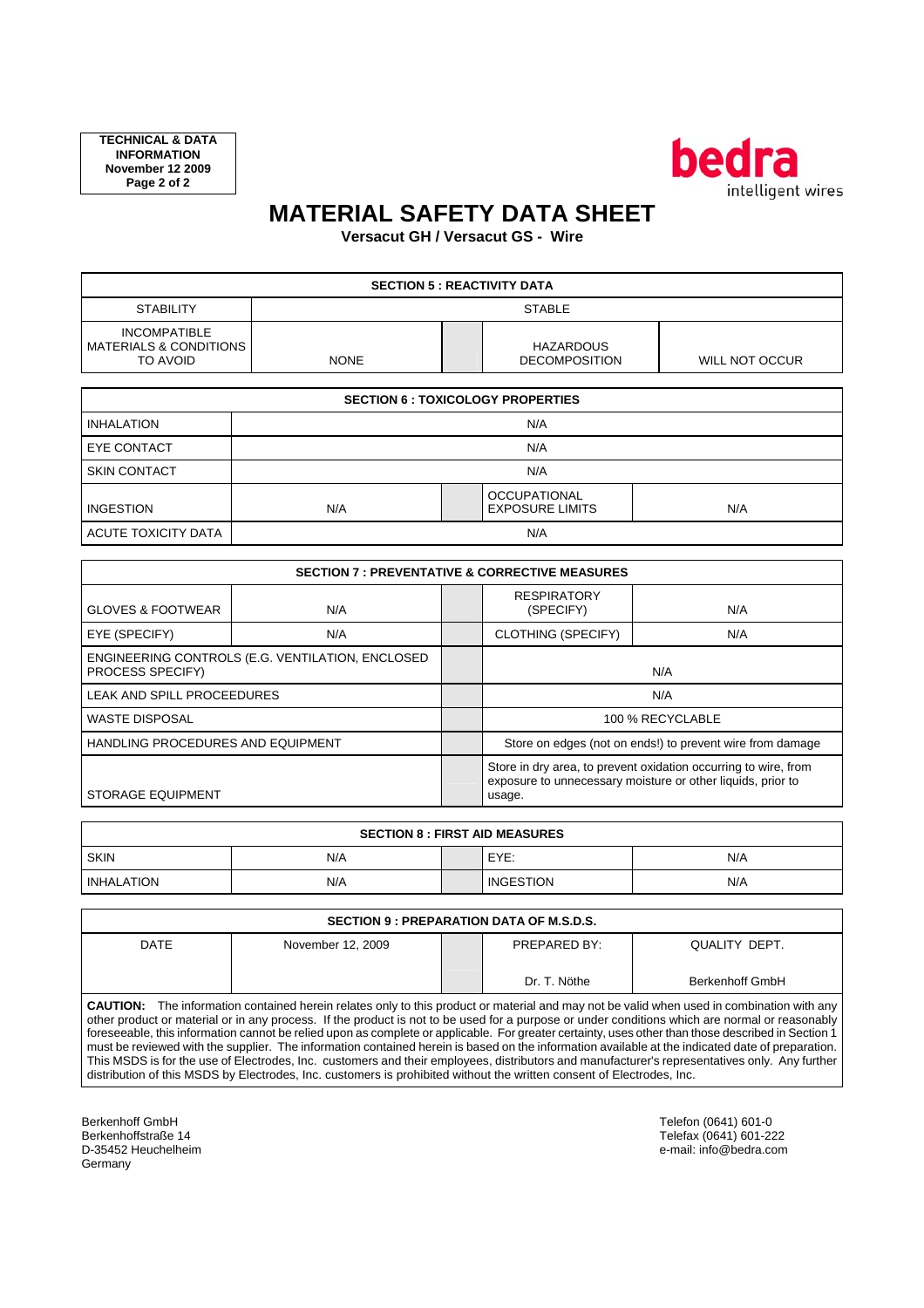# MATERIAL SAFETY DATA SHEET

**Versacut GH / Versacut GS - Wire**

| SECTION 5 : REACTIVITY DATA | | | | |
|---|---|---|---|---|
| STABILITY | STABLE | | | |
| INCOMPATIBLE MATERIALS & CONDITIONS TO AVOID | NONE | | HAZARDOUS DECOMPOSITION | WILL NOT OCCUR |

| SECTION 6 : TOXICOLOGY PROPERTIES | | | | |
|---|---|---|---|---|
| INHALATION | N/A | | | |
| EYE CONTACT | N/A | | | |
| SKIN CONTACT | N/A | | | |
| INGESTION | N/A | | OCCUPATIONAL EXPOSURE LIMITS | N/A |
| ACUTE TOXICITY DATA | N/A | | | |

| SECTION 7 : PREVENTATIVE & CORRECTIVE MEASURES | | | | |
|---|---|---|---|---|
| GLOVES & FOOTWEAR | N/A | | RESPIRATORY (SPECIFY) | N/A |
| EYE (SPECIFY) | N/A | | CLOTHING (SPECIFY) | N/A |
| ENGINEERING CONTROLS (E.G. VENTILATION, ENCLOSED PROCESS SPECIFY) | | | N/A | |
| LEAK AND SPILL PROCEEDURES | | | N/A | |
| WASTE DISPOSAL | | | 100 % RECYCLABLE | |
| HANDLING PROCEDURES AND EQUIPMENT | | | Store on edges (not on ends!) to prevent wire from damage | |
| STORAGE EQUIPMENT | | | Store in dry area, to prevent oxidation occurring to wire, from exposure to unnecessary moisture or other liquids, prior to usage. | |

| SECTION 8 : FIRST AID MEASURES | | | | |
|---|---|---|---|---|
| SKIN | N/A | | EYE: | N/A |
| INHALATION | N/A | | INGESTION | N/A |

| SECTION 9 : PREPARATION DATA OF M.S.D.S. | | | | |
|---|---|---|---|---|
| DATE | November 12, 2009 | | PREPARED BY: | QUALITY DEPT. |
| | | | Dr. T. Nöthe | Berkenhoff GmbH |

**CAUTION:** The information contained herein relates only to this product or material and may not be valid when used in combination with any other product or material or in any process. If the product is not to be used for a purpose or under conditions which are normal or reasonably foreseeable, this information cannot be relied upon as complete or applicable. For greater certainty, uses other than those described in Section 1 must be reviewed with the supplier. The information contained herein is based on the information available at the indicated date of preparation. This MSDS is for the use of Electrodes, Inc. customers and their employees, distributors and manufacturer's representatives only. Any further distribution of this MSDS by Electrodes, Inc. customers is prohibited without the written consent of Electrodes, Inc.

Berkenhoff GmbH
Berkenhoffstraße 14
D-35452 Heuchelheim
Germany

Telefon (0641) 601-0
Telefax (0641) 601-222
e-mail: info@bedra.com